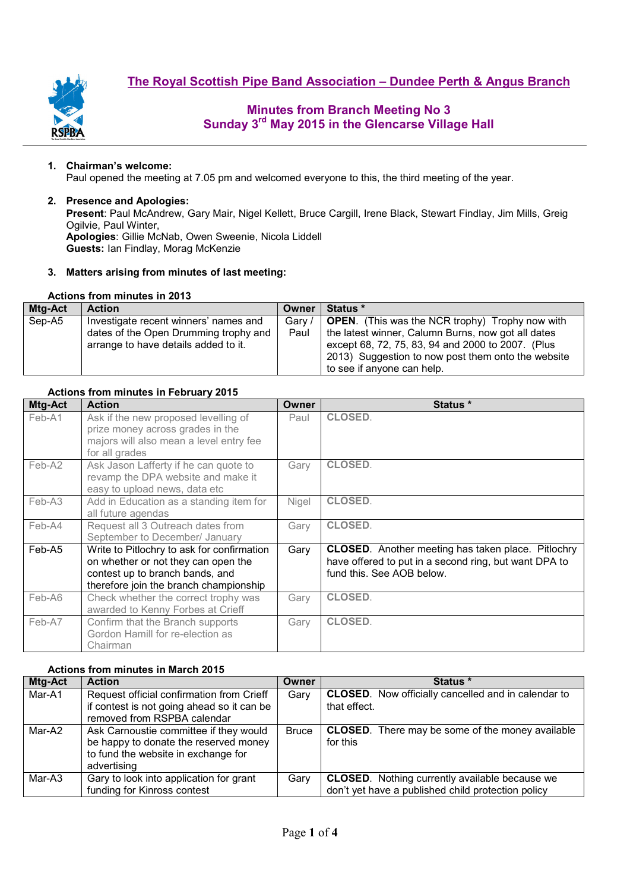# The Royal Scottish Pipe Band Association – Dundee Perth & Angus Branch

## Minutes from Branch Meeting No 3
## Sunday 3rd May 2015 in the Glencarse Village Hall

1. **Chairman's welcome:**
   Paul opened the meeting at 7.05 pm and welcomed everyone to this, the third meeting of the year.

2. **Presence and Apologies:**
   **Present**: Paul McAndrew, Gary Mair, Nigel Kellett, Bruce Cargill, Irene Black, Stewart Findlay, Jim Mills, Greig Ogilvie, Paul Winter,
   **Apologies**: Gillie McNab, Owen Sweenie, Nicola Liddell
   **Guests:** Ian Findlay, Morag McKenzie

3. **Matters arising from minutes of last meeting:**

**Actions from minutes in 2013**

| Mtg-Act | Action | Owner | Status * |
|---|---|---|---|
| Sep-A5 | Investigate recent winners' names and dates of the Open Drumming trophy and arrange to have details added to it. | Gary / Paul | **OPEN**. (This was the NCR trophy) Trophy now with the latest winner, Calumn Burns, now got all dates except 68, 72, 75, 83, 94 and 2000 to 2007. (Plus 2013) Suggestion to now post them onto the website to see if anyone can help. |

**Actions from minutes in February 2015**

| Mtg-Act | Action | Owner | Status * |
|---|---|---|---|
| Feb-A1 | Ask if the new proposed levelling of prize money across grades in the majors will also mean a level entry fee for all grades | Paul | **CLOSED**. |
| Feb-A2 | Ask Jason Lafferty if he can quote to revamp the DPA website and make it easy to upload news, data etc | Gary | **CLOSED**. |
| Feb-A3 | Add in Education as a standing item for all future agendas | Nigel | **CLOSED**. |
| Feb-A4 | Request all 3 Outreach dates from September to December/ January | Gary | **CLOSED**. |
| Feb-A5 | Write to Pitlochry to ask for confirmation on whether or not they can open the contest up to branch bands, and therefore join the branch championship | Gary | **CLOSED**. Another meeting has taken place. Pitlochry have offered to put in a second ring, but want DPA to fund this. See AOB below. |
| Feb-A6 | Check whether the correct trophy was awarded to Kenny Forbes at Crieff | Gary | **CLOSED**. |
| Feb-A7 | Confirm that the Branch supports Gordon Hamill for re-election as Chairman | Gary | **CLOSED**. |

**Actions from minutes in March 2015**

| Mtg-Act | Action | Owner | Status * |
|---|---|---|---|
| Mar-A1 | Request official confirmation from Crieff if contest is not going ahead so it can be removed from RSPBA calendar | Gary | **CLOSED**. Now officially cancelled and in calendar to that effect. |
| Mar-A2 | Ask Carnoustie committee if they would be happy to donate the reserved money to fund the website in exchange for advertising | Bruce | **CLOSED**. There may be some of the money available for this |
| Mar-A3 | Gary to look into application for grant funding for Kinross contest | Gary | **CLOSED**. Nothing currently available because we don't yet have a published child protection policy |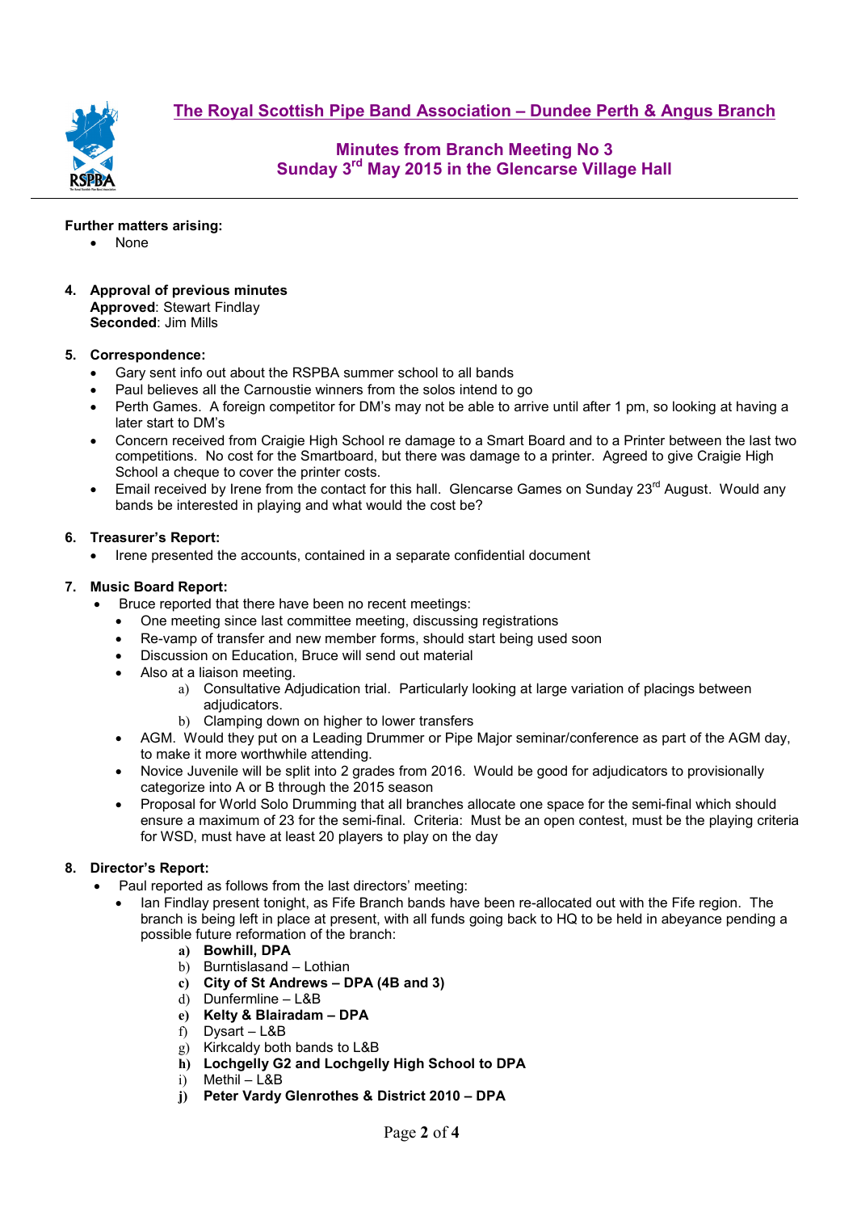## The Royal Scottish Pipe Band Association – Dundee Perth & Angus Branch

### Minutes from Branch Meeting No 3
### Sunday 3rd May 2015 in the Glencarse Village Hall

**Further matters arising:**

- None

4. **Approval of previous minutes**
   **Approved**: Stewart Findlay
   **Seconded**: Jim Mills

5. **Correspondence:**
   - Gary sent info out about the RSPBA summer school to all bands
   - Paul believes all the Carnoustie winners from the solos intend to go
   - Perth Games. A foreign competitor for DM's may not be able to arrive until after 1 pm, so looking at having a later start to DM's
   - Concern received from Craigie High School re damage to a Smart Board and to a Printer between the last two competitions. No cost for the Smartboard, but there was damage to a printer. Agreed to give Craigie High School a cheque to cover the printer costs.
   - Email received by Irene from the contact for this hall. Glencarse Games on Sunday 23rd August. Would any bands be interested in playing and what would the cost be?

6. **Treasurer's Report:**
   - Irene presented the accounts, contained in a separate confidential document

7. **Music Board Report:**
   - Bruce reported that there have been no recent meetings:
     - One meeting since last committee meeting, discussing registrations
     - Re-vamp of transfer and new member forms, should start being used soon
     - Discussion on Education, Bruce will send out material
     - Also at a liaison meeting.
       a) Consultative Adjudication trial. Particularly looking at large variation of placings between adjudicators.
       b) Clamping down on higher to lower transfers
     - AGM. Would they put on a Leading Drummer or Pipe Major seminar/conference as part of the AGM day, to make it more worthwhile attending.
     - Novice Juvenile will be split into 2 grades from 2016. Would be good for adjudicators to provisionally categorize into A or B through the 2015 season
     - Proposal for World Solo Drumming that all branches allocate one space for the semi-final which should ensure a maximum of 23 for the semi-final. Criteria: Must be an open contest, must be the playing criteria for WSD, must have at least 20 players to play on the day

8. **Director's Report:**
   - Paul reported as follows from the last directors' meeting:
     - Ian Findlay present tonight, as Fife Branch bands have been re-allocated out with the Fife region. The branch is being left in place at present, with all funds going back to HQ to be held in abeyance pending a possible future reformation of the branch:
       a) **Bowhill, DPA**
       b) Burntislasand – Lothian
       c) **City of St Andrews – DPA (4B and 3)**
       d) Dunfermline – L&B
       e) **Kelty & Blairadam – DPA**
       f) Dysart – L&B
       g) Kirkcaldy both bands to L&B
       h) **Lochgelly G2 and Lochgelly High School to DPA**
       i) Methil – L&B
       j) **Peter Vardy Glenrothes & District 2010 – DPA**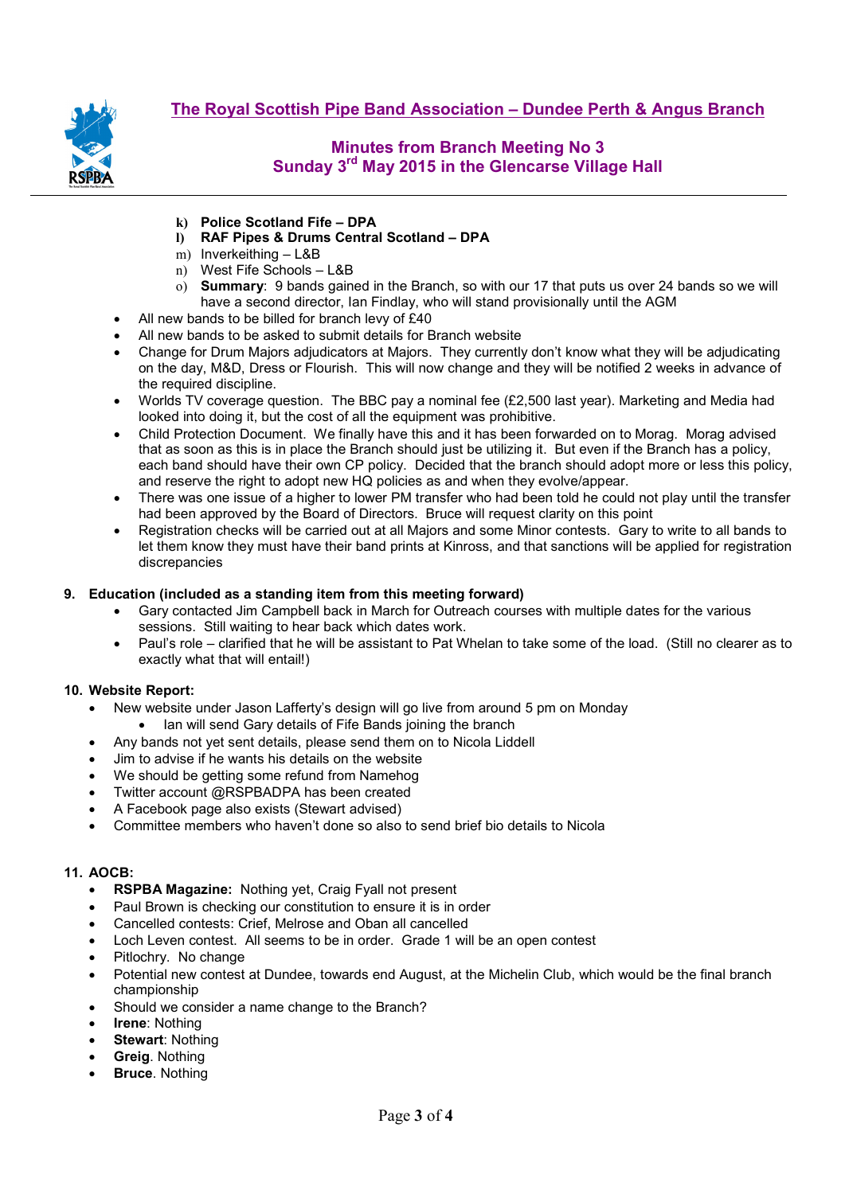# The Royal Scottish Pipe Band Association – Dundee Perth & Angus Branch

## Minutes from Branch Meeting No 3
## Sunday 3rd May 2015 in the Glencarse Village Hall

k) **Police Scotland Fife – DPA**
l) **RAF Pipes & Drums Central Scotland – DPA**
m) Inverkeithing – L&B
n) West Fife Schools – L&B
o) **Summary**: 9 bands gained in the Branch, so with our 17 that puts us over 24 bands so we will have a second director, Ian Findlay, who will stand provisionally until the AGM

- All new bands to be billed for branch levy of £40
- All new bands to be asked to submit details for Branch website
- Change for Drum Majors adjudicators at Majors. They currently don't know what they will be adjudicating on the day, M&D, Dress or Flourish. This will now change and they will be notified 2 weeks in advance of the required discipline.
- Worlds TV coverage question. The BBC pay a nominal fee (£2,500 last year). Marketing and Media had looked into doing it, but the cost of all the equipment was prohibitive.
- Child Protection Document. We finally have this and it has been forwarded on to Morag. Morag advised that as soon as this is in place the Branch should just be utilizing it. But even if the Branch has a policy, each band should have their own CP policy. Decided that the branch should adopt more or less this policy, and reserve the right to adopt new HQ policies as and when they evolve/appear.
- There was one issue of a higher to lower PM transfer who had been told he could not play until the transfer had been approved by the Board of Directors. Bruce will request clarity on this point
- Registration checks will be carried out at all Majors and some Minor contests. Gary to write to all bands to let them know they must have their band prints at Kinross, and that sanctions will be applied for registration discrepancies

**9. Education (included as a standing item from this meeting forward)**

- Gary contacted Jim Campbell back in March for Outreach courses with multiple dates for the various sessions. Still waiting to hear back which dates work.
- Paul's role – clarified that he will be assistant to Pat Whelan to take some of the load. (Still no clearer as to exactly what that will entail!)

**10. Website Report:**

- New website under Jason Lafferty's design will go live from around 5 pm on Monday
  - Ian will send Gary details of Fife Bands joining the branch
- Any bands not yet sent details, please send them on to Nicola Liddell
- Jim to advise if he wants his details on the website
- We should be getting some refund from Namehog
- Twitter account @RSPBADPA has been created
- A Facebook page also exists (Stewart advised)
- Committee members who haven't done so also to send brief bio details to Nicola

**11. AOCB:**

- **RSPBA Magazine:** Nothing yet, Craig Fyall not present
- Paul Brown is checking our constitution to ensure it is in order
- Cancelled contests: Crief, Melrose and Oban all cancelled
- Loch Leven contest. All seems to be in order. Grade 1 will be an open contest
- Pitlochry. No change
- Potential new contest at Dundee, towards end August, at the Michelin Club, which would be the final branch championship
- Should we consider a name change to the Branch?
- **Irene**: Nothing
- **Stewart**: Nothing
- **Greig**. Nothing
- **Bruce**. Nothing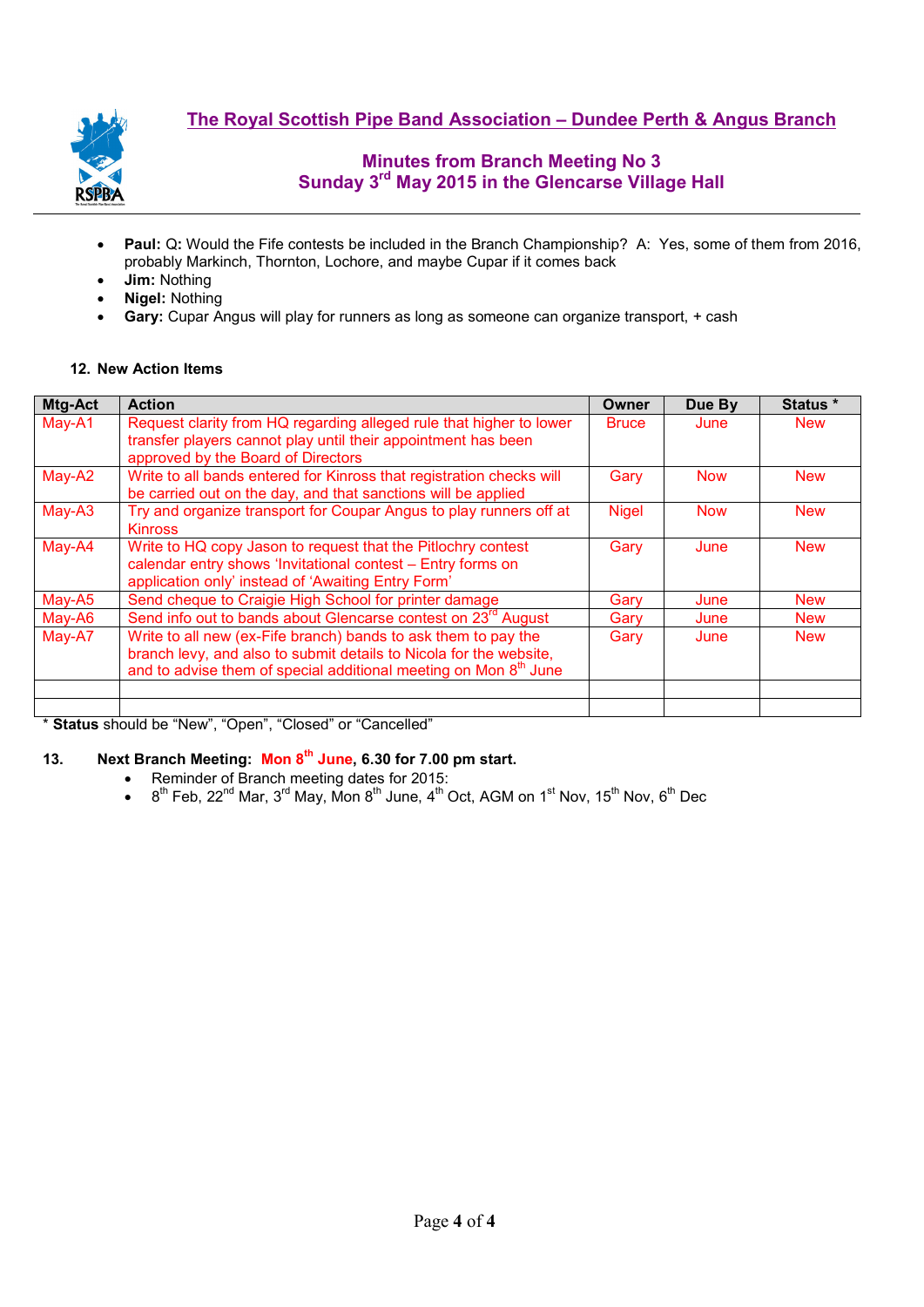# The Royal Scottish Pipe Band Association – Dundee Perth & Angus Branch

## Minutes from Branch Meeting No 3
## Sunday 3rd May 2015 in the Glencarse Village Hall

- **Paul:** Q**:** Would the Fife contests be included in the Branch Championship? A: Yes, some of them from 2016, probably Markinch, Thornton, Lochore, and maybe Cupar if it comes back
- **Jim:** Nothing
- **Nigel:** Nothing
- **Gary:** Cupar Angus will play for runners as long as someone can organize transport, + cash

### 12. New Action Items

| Mtg-Act | Action | Owner | Due By | Status * |
|---|---|---|---|---|
| May-A1 | Request clarity from HQ regarding alleged rule that higher to lower transfer players cannot play until their appointment has been approved by the Board of Directors | Bruce | June | New |
| May-A2 | Write to all bands entered for Kinross that registration checks will be carried out on the day, and that sanctions will be applied | Gary | Now | New |
| May-A3 | Try and organize transport for Coupar Angus to play runners off at Kinross | Nigel | Now | New |
| May-A4 | Write to HQ copy Jason to request that the Pitlochry contest calendar entry shows 'Invitational contest – Entry forms on application only' instead of 'Awaiting Entry Form' | Gary | June | New |
| May-A5 | Send cheque to Craigie High School for printer damage | Gary | June | New |
| May-A6 | Send info out to bands about Glencarse contest on 23rd August | Gary | June | New |
| May-A7 | Write to all new (ex-Fife branch) bands to ask them to pay the branch levy, and also to submit details to Nicola for the website, and to advise them of special additional meeting on Mon 8th June | Gary | June | New |
| | | | | |
| | | | | |

\* **Status** should be "New", "Open", "Closed" or "Cancelled"

### 13. Next Branch Meeting: Mon 8th June, 6.30 for 7.00 pm start.

- Reminder of Branch meeting dates for 2015:
- 8th Feb, 22nd Mar, 3rd May, Mon 8th June, 4th Oct, AGM on 1st Nov, 15th Nov, 6th Dec